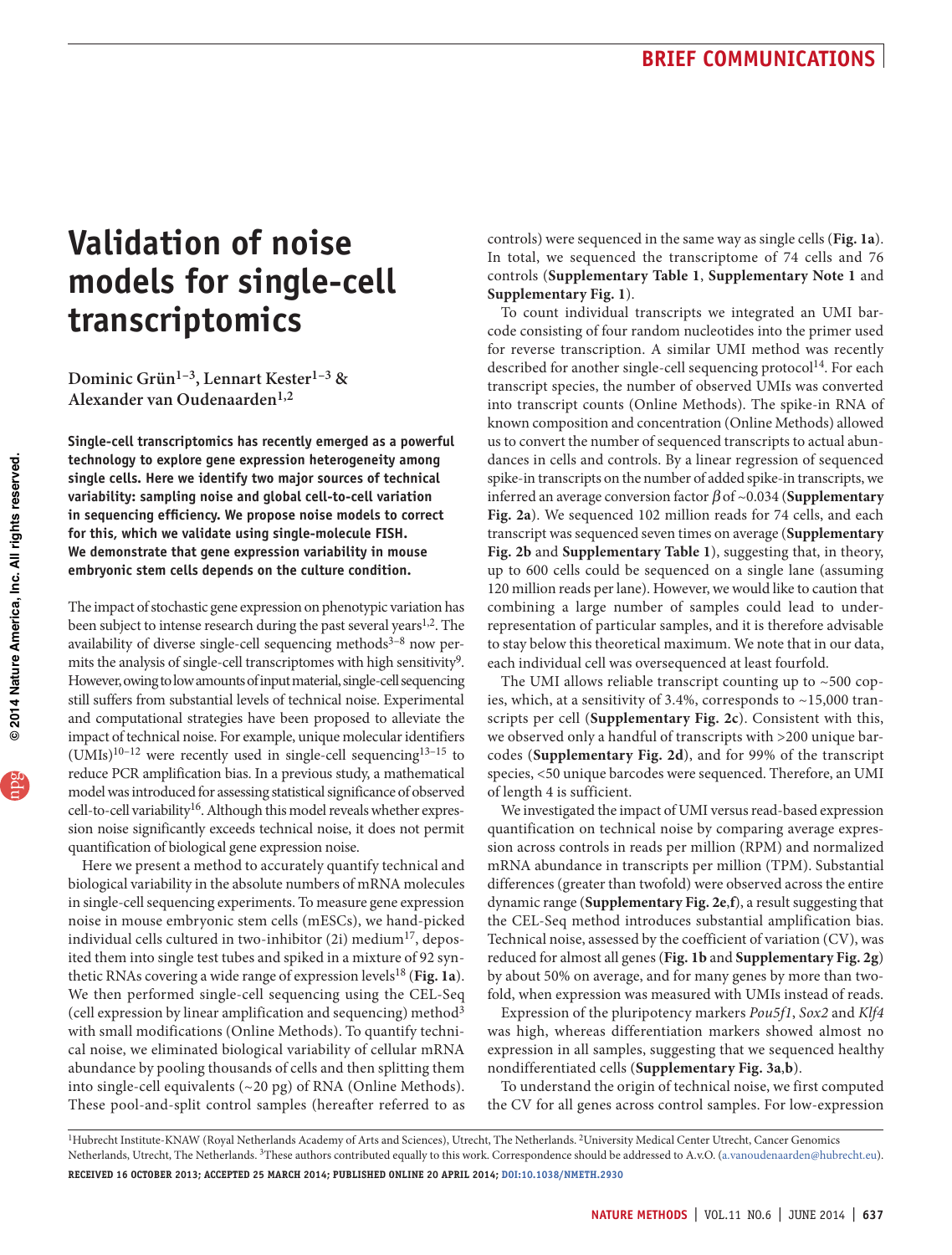# Validation of noise models for single-cell transcriptomics

Dominic Grün[1–3], Lennart Kester[1–3] & Alexander van Oudenaarden[1,2]

**Single-cell transcriptomics has recently emerged as a powerful technology to explore gene expression heterogeneity among single cells. Here we identify two major sources of technical variability: sampling noise and global cell-to-cell variation in sequencing efficiency. We propose noise models to correct for this, which we validate using single-molecule FISH. We demonstrate that gene expression variability in mouse embryonic stem cells depends on the culture condition.**

The impact of stochastic gene expression on phenotypic variation has been subject to intense research during the past several years[1,2]. The availability of diverse single-cell sequencing methods[3–8] now permits the analysis of single-cell transcriptomes with high sensitivity[9]. However, owing to low amounts of input material, single-cell sequencing still suffers from substantial levels of technical noise. Experimental and computational strategies have been proposed to alleviate the impact of technical noise. For example, unique molecular identifiers (UMIs)[10–12] were recently used in single-cell sequencing[13–15] to reduce PCR amplification bias. In a previous study, a mathematical model was introduced for assessing statistical significance of observed cell-to-cell variability[16]. Although this model reveals whether expression noise significantly exceeds technical noise, it does not permit quantification of biological gene expression noise.

Here we present a method to accurately quantify technical and biological variability in the absolute numbers of mRNA molecules in single-cell sequencing experiments. To measure gene expression noise in mouse embryonic stem cells (mESCs), we hand-picked individual cells cultured in two-inhibitor (2i) medium[17], deposited them into single test tubes and spiked in a mixture of 92 synthetic RNAs covering a wide range of expression levels[18] (**Fig. 1a**). We then performed single-cell sequencing using the CEL-Seq (cell expression by linear amplification and sequencing) method[3] with small modifications (Online Methods). To quantify technical noise, we eliminated biological variability of cellular mRNA abundance by pooling thousands of cells and then splitting them into single-cell equivalents (~20 pg) of RNA (Online Methods). These pool-and-split control samples (hereafter referred to as controls) were sequenced in the same way as single cells (**Fig. 1a**). In total, we sequenced the transcriptome of 74 cells and 76 controls (**Supplementary Table 1**, **Supplementary Note 1** and **Supplementary Fig. 1**).

To count individual transcripts we integrated an UMI barcode consisting of four random nucleotides into the primer used for reverse transcription. A similar UMI method was recently described for another single-cell sequencing protocol[14]. For each transcript species, the number of observed UMIs was converted into transcript counts (Online Methods). The spike-in RNA of known composition and concentration (Online Methods) allowed us to convert the number of sequenced transcripts to actual abundances in cells and controls. By a linear regression of sequenced spike-in transcripts on the number of added spike-in transcripts, we inferred an average conversion factor $\beta$ of ~0.034 (**Supplementary Fig. 2a**). We sequenced 102 million reads for 74 cells, and each transcript was sequenced seven times on average (**Supplementary Fig. 2b** and **Supplementary Table 1**), suggesting that, in theory, up to 600 cells could be sequenced on a single lane (assuming 120 million reads per lane). However, we would like to caution that combining a large number of samples could lead to underrepresentation of particular samples, and it is therefore advisable to stay below this theoretical maximum. We note that in our data, each individual cell was oversequenced at least fourfold.

The UMI allows reliable transcript counting up to ~500 copies, which, at a sensitivity of 3.4%, corresponds to ~15,000 transcripts per cell (**Supplementary Fig. 2c**). Consistent with this, we observed only a handful of transcripts with >200 unique barcodes (**Supplementary Fig. 2d**), and for 99% of the transcript species, <50 unique barcodes were sequenced. Therefore, an UMI of length 4 is sufficient.

We investigated the impact of UMI versus read-based expression quantification on technical noise by comparing average expression across controls in reads per million (RPM) and normalized mRNA abundance in transcripts per million (TPM). Substantial differences (greater than twofold) were observed across the entire dynamic range (**Supplementary Fig. 2e**,**f**), a result suggesting that the CEL-Seq method introduces substantial amplification bias. Technical noise, assessed by the coefficient of variation (CV), was reduced for almost all genes (**Fig. 1b** and **Supplementary Fig. 2g**) by about 50% on average, and for many genes by more than twofold, when expression was measured with UMIs instead of reads.

Expression of the pluripotency markers *Pou5f1*, *Sox2* and *Klf4* was high, whereas differentiation markers showed almost no expression in all samples, suggesting that we sequenced healthy nondifferentiated cells (**Supplementary Fig. 3a**,**b**).

To understand the origin of technical noise, we first computed the CV for all genes across control samples. For low-expression

[1]Hubrecht Institute-KNAW (Royal Netherlands Academy of Arts and Sciences), Utrecht, The Netherlands. [2]University Medical Center Utrecht, Cancer Genomics Netherlands, Utrecht, The Netherlands. [3]These authors contributed equally to this work. Correspondence should be addressed to A.v.O. (a.vanoudenaarden@hubrecht.eu).

**Received 16 October 2013; accepted 25 March 2014; published online 20 April 2014; doi:10.1038/nmeth.2930**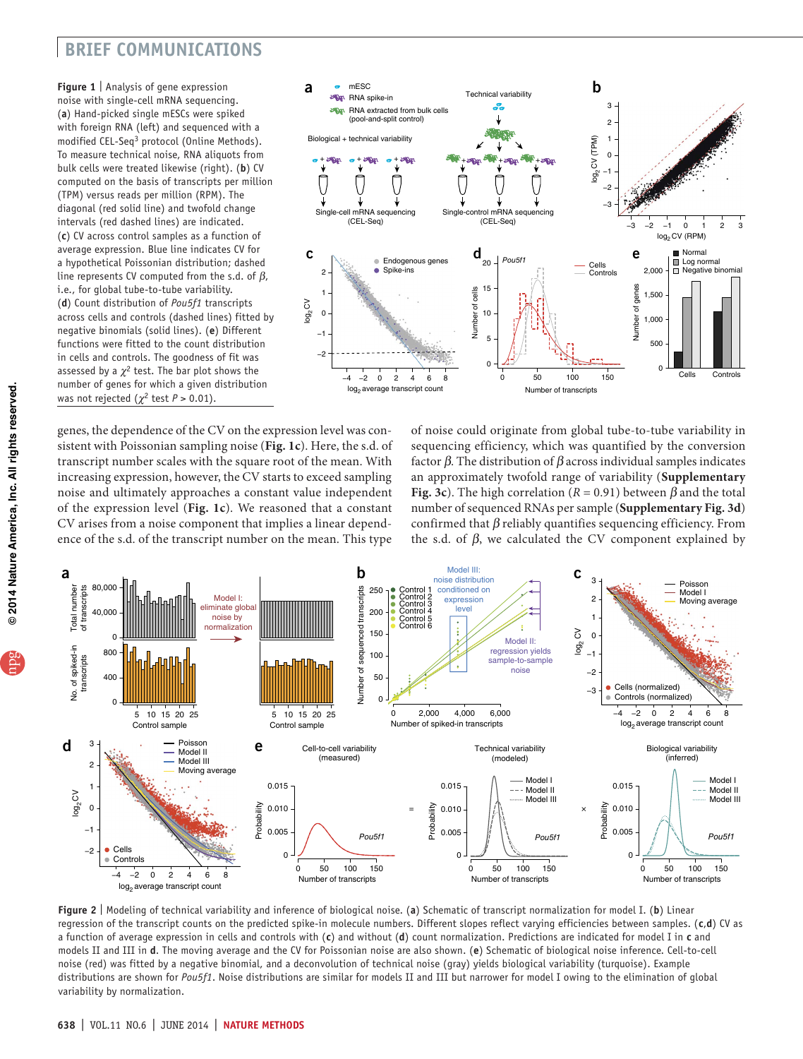**Figure 1 |** Analysis of gene expression noise with single-cell mRNA sequencing. (**a**) Hand-picked single mESCs were spiked with foreign RNA (left) and sequenced with a modified CEL-Seq[3] protocol (Online Methods). To measure technical noise, RNA aliquots from bulk cells were treated likewise (right). (**b**) CV computed on the basis of transcripts per million (TPM) versus reads per million (RPM). The diagonal (red solid line) and twofold change intervals (red dashed lines) are indicated. (**c**) CV across control samples as a function of average expression. Blue line indicates CV for a hypothetical Poissonian distribution; dashed line represents CV computed from the s.d. of $\beta$, i.e., for global tube-to-tube variability. (**d**) Count distribution of *Pou5f1* transcripts across cells and controls (dashed lines) fitted by negative binomials (solid lines). (**e**) Different functions were fitted to the count distribution in cells and controls. The goodness of fit was assessed by a $\chi^2$ test. The bar plot shows the number of genes for which a given distribution was not rejected ($\chi^2$ test $P > 0.01$).

genes, the dependence of the CV on the expression level was consistent with Poissonian sampling noise (**Fig. 1c**). Here, the s.d. of transcript number scales with the square root of the mean. With increasing expression, however, the CV starts to exceed sampling noise and ultimately approaches a constant value independent of the expression level (**Fig. 1c**). We reasoned that a constant CV arises from a noise component that implies a linear dependence of the s.d. of the transcript number on the mean. This type of noise could originate from global tube-to-tube variability in sequencing efficiency, which was quantified by the conversion factor $\beta$. The distribution of $\beta$ across individual samples indicates an approximately twofold range of variability (**Supplementary Fig. 3c**). The high correlation ($R = 0.91$) between $\beta$ and the total number of sequenced RNAs per sample (**Supplementary Fig. 3d**) confirmed that $\beta$ reliably quantifies sequencing efficiency. From the s.d. of $\beta$, we calculated the CV component explained by

**Figure 2 |** Modeling of technical variability and inference of biological noise. (**a**) Schematic of transcript normalization for model I. (**b**) Linear regression of the transcript counts on the predicted spike-in molecule numbers. Different slopes reflect varying efficiencies between samples. (**c**,**d**) CV as a function of average expression in cells and controls with (**c**) and without (**d**) count normalization. Predictions are indicated for model I in **c** and models II and III in **d**. The moving average and the CV for Poissonian noise are also shown. (**e**) Schematic of biological noise inference. Cell-to-cell noise (red) was fitted by a negative binomial, and a deconvolution of technical noise (gray) yields biological variability (turquoise). Example distributions are shown for *Pou5f1*. Noise distributions are similar for models II and III but narrower for model I owing to the elimination of global variability by normalization.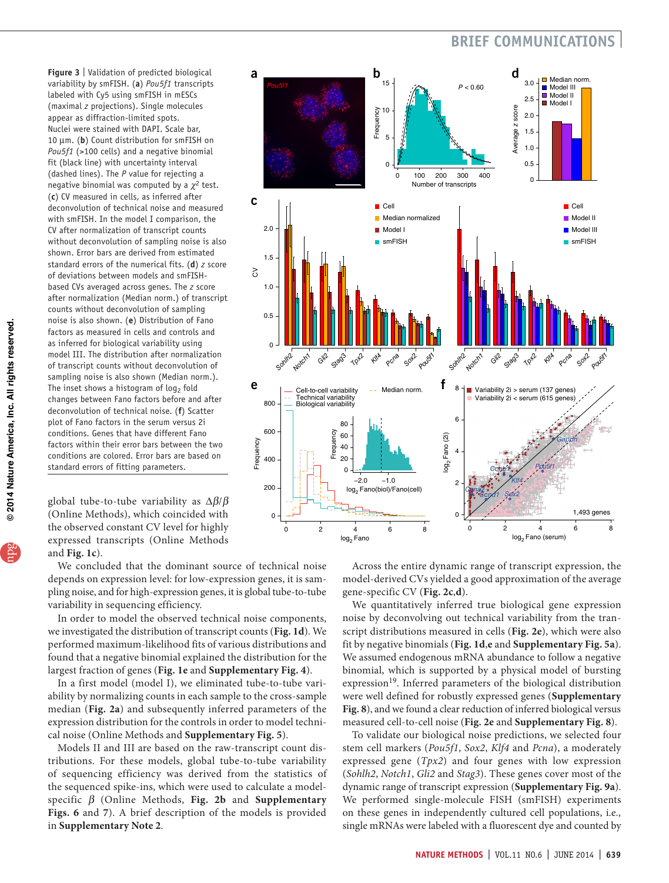**Figure 3** | Validation of predicted biological variability by smFISH. (**a**) *Pou5f1* transcripts labeled with Cy5 using smFISH in mESCs (maximal *z* projections). Single molecules appear as diffraction-limited spots. Nuclei were stained with DAPI. Scale bar, 10 μm. (**b**) Count distribution for smFISH on *Pou5f1* (>100 cells) and a negative binomial fit (black line) with uncertainty interval (dashed lines). The *P* value for rejecting a negative binomial was computed by a $\chi^2$ test. (**c**) CV measured in cells, as inferred after deconvolution of technical noise and measured with smFISH. In the model I comparison, the CV after normalization of transcript counts without deconvolution of sampling noise is also shown. Error bars are derived from estimated standard errors of the numerical fits. (**d**) *z* score of deviations between models and smFISH-based CVs averaged across genes. The *z* score after normalization (Median norm.) of transcript counts without deconvolution of sampling noise is also shown. (**e**) Distribution of Fano factors as measured in cells and controls and as inferred for biological variability using model III. The distribution after normalization of transcript counts without deconvolution of sampling noise is also shown (Median norm.). The inset shows a histogram of $\log_2$ fold changes between Fano factors before and after deconvolution of technical noise. (**f**) Scatter plot of Fano factors in the serum versus 2i conditions. Genes that have different Fano factors within their error bars between the two conditions are colored. Error bars are based on standard errors of fitting parameters.

global tube-to-tube variability as $\Delta\beta/\beta$ (Online Methods), which coincided with the observed constant CV level for highly expressed transcripts (Online Methods and **Fig. 1c**).

We concluded that the dominant source of technical noise depends on expression level: for low-expression genes, it is sampling noise, and for high-expression genes, it is global tube-to-tube variability in sequencing efficiency.

In order to model the observed technical noise components, we investigated the distribution of transcript counts (**Fig. 1d**). We performed maximum-likelihood fits of various distributions and found that a negative binomial explained the distribution for the largest fraction of genes (**Fig. 1e** and **Supplementary Fig. 4**).

In a first model (model I), we eliminated tube-to-tube variability by normalizing counts in each sample to the cross-sample median (**Fig. 2a**) and subsequently inferred parameters of the expression distribution for the controls in order to model technical noise (Online Methods and **Supplementary Fig. 5**).

Models II and III are based on the raw-transcript count distributions. For these models, global tube-to-tube variability of sequencing efficiency was derived from the statistics of the sequenced spike-ins, which were used to calculate a model-specific $\beta$ (Online Methods, **Fig. 2b** and **Supplementary Figs. 6** and **7**). A brief description of the models is provided in **Supplementary Note 2**.

Across the entire dynamic range of transcript expression, the model-derived CVs yielded a good approximation of the average gene-specific CV (**Fig. 2c**,**d**).

We quantitatively inferred true biological gene expression noise by deconvolving out technical variability from the transcript distributions measured in cells (**Fig. 2e**), which were also fit by negative binomials (**Fig. 1d**,**e** and **Supplementary Fig. 5a**). We assumed endogenous mRNA abundance to follow a negative binomial, which is supported by a physical model of bursting expression[19]. Inferred parameters of the biological distribution were well defined for robustly expressed genes (**Supplementary Fig. 8**), and we found a clear reduction of inferred biological versus measured cell-to-cell noise (**Fig. 2e** and **Supplementary Fig. 8**).

To validate our biological noise predictions, we selected four stem cell markers (*Pou5f1*, *Sox2*, *Klf4* and *Pcna*), a moderately expressed gene (*Tpx2*) and four genes with low expression (*Sohlh2*, *Notch1*, *Gli2* and *Stag3*). These genes cover most of the dynamic range of transcript expression (**Supplementary Fig. 9a**). We performed single-molecule FISH (smFISH) experiments on these genes in independently cultured cell populations, i.e., single mRNAs were labeled with a fluorescent dye and counted by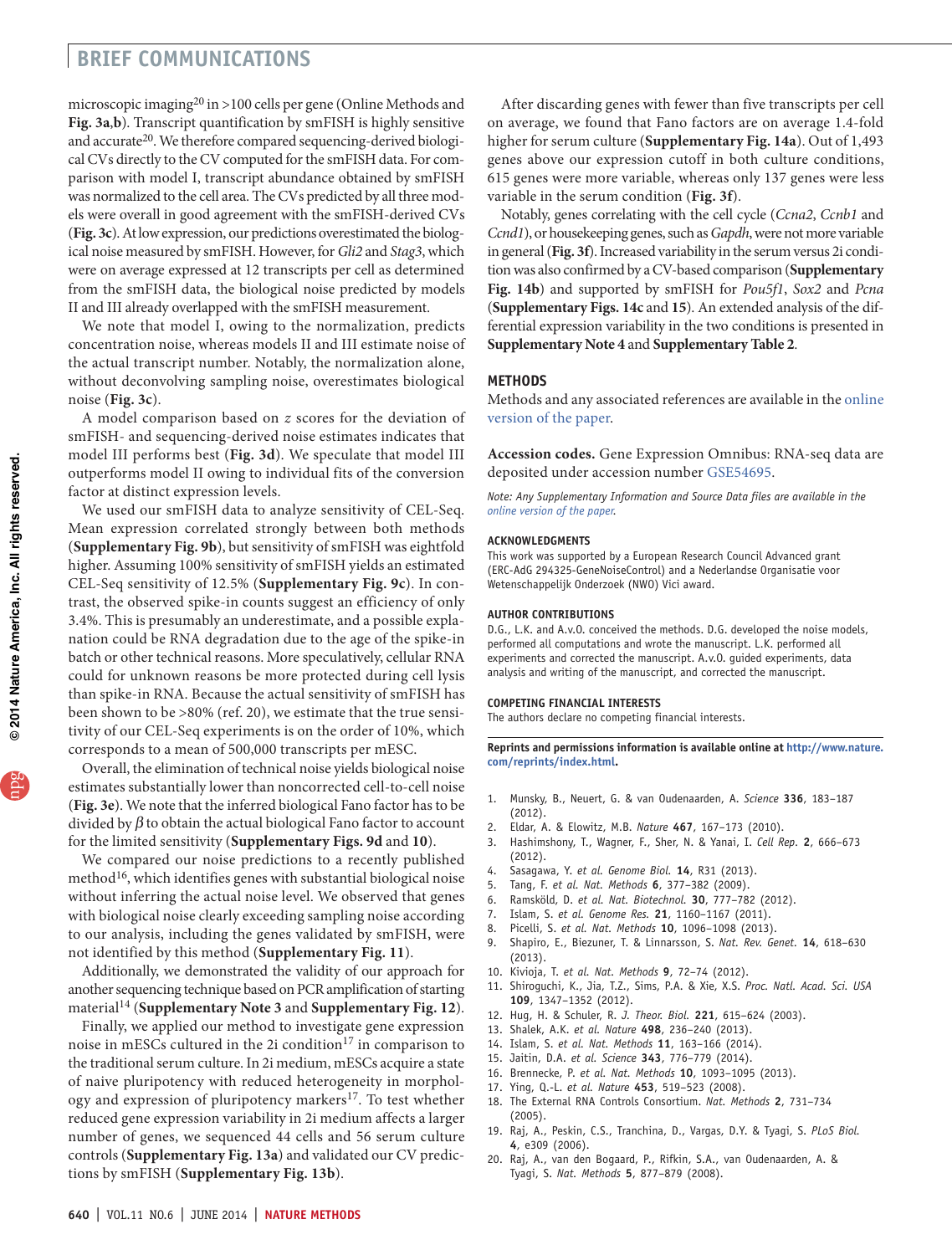microscopic imaging[20] in >100 cells per gene (Online Methods and **Fig. 3a**,**b**). Transcript quantification by smFISH is highly sensitive and accurate[20]. We therefore compared sequencing-derived biological CVs directly to the CV computed for the smFISH data. For comparison with model I, transcript abundance obtained by smFISH was normalized to the cell area. The CVs predicted by all three models were overall in good agreement with the smFISH-derived CVs (**Fig. 3c**). At low expression, our predictions overestimated the biological noise measured by smFISH. However, for *Gli2* and *Stag3*, which were on average expressed at 12 transcripts per cell as determined from the smFISH data, the biological noise predicted by models II and III already overlapped with the smFISH measurement.

We note that model I, owing to the normalization, predicts concentration noise, whereas models II and III estimate noise of the actual transcript number. Notably, the normalization alone, without deconvolving sampling noise, overestimates biological noise (**Fig. 3c**).

A model comparison based on $z$ scores for the deviation of smFISH- and sequencing-derived noise estimates indicates that model III performs best (**Fig. 3d**). We speculate that model III outperforms model II owing to individual fits of the conversion factor at distinct expression levels.

We used our smFISH data to analyze sensitivity of CEL-Seq. Mean expression correlated strongly between both methods (**Supplementary Fig. 9b**), but sensitivity of smFISH was eightfold higher. Assuming 100% sensitivity of smFISH yields an estimated CEL-Seq sensitivity of 12.5% (**Supplementary Fig. 9c**). In contrast, the observed spike-in counts suggest an efficiency of only 3.4%. This is presumably an underestimate, and a possible explanation could be RNA degradation due to the age of the spike-in batch or other technical reasons. More speculatively, cellular RNA could for unknown reasons be more protected during cell lysis than spike-in RNA. Because the actual sensitivity of smFISH has been shown to be >80% (ref. 20), we estimate that the true sensitivity of our CEL-Seq experiments is on the order of 10%, which corresponds to a mean of 500,000 transcripts per mESC.

Overall, the elimination of technical noise yields biological noise estimates substantially lower than noncorrected cell-to-cell noise (**Fig. 3e**). We note that the inferred biological Fano factor has to be divided by $\beta$ to obtain the actual biological Fano factor to account for the limited sensitivity (**Supplementary Figs. 9d** and **10**).

We compared our noise predictions to a recently published method[16], which identifies genes with substantial biological noise without inferring the actual noise level. We observed that genes with biological noise clearly exceeding sampling noise according to our analysis, including the genes validated by smFISH, were not identified by this method (**Supplementary Fig. 11**).

Additionally, we demonstrated the validity of our approach for another sequencing technique based on PCR amplification of starting material[14] (**Supplementary Note 3** and **Supplementary Fig. 12**).

Finally, we applied our method to investigate gene expression noise in mESCs cultured in the 2i condition[17] in comparison to the traditional serum culture. In 2i medium, mESCs acquire a state of naive pluripotency with reduced heterogeneity in morphology and expression of pluripotency markers[17]. To test whether reduced gene expression variability in 2i medium affects a larger number of genes, we sequenced 44 cells and 56 serum culture controls (**Supplementary Fig. 13a**) and validated our CV predictions by smFISH (**Supplementary Fig. 13b**).

After discarding genes with fewer than five transcripts per cell on average, we found that Fano factors are on average 1.4-fold higher for serum culture (**Supplementary Fig. 14a**). Out of 1,493 genes above our expression cutoff in both culture conditions, 615 genes were more variable, whereas only 137 genes were less variable in the serum condition (**Fig. 3f**).

Notably, genes correlating with the cell cycle (*Ccna2*, *Ccnb1* and *Ccnd1*), or housekeeping genes, such as *Gapdh*, were not more variable in general (**Fig. 3f**). Increased variability in the serum versus 2i condition was also confirmed by a CV-based comparison (**Supplementary Fig. 14b**) and supported by smFISH for *Pou5f1*, *Sox2* and *Pcna* (**Supplementary Figs. 14c** and **15**). An extended analysis of the differential expression variability in the two conditions is presented in **Supplementary Note 4** and **Supplementary Table 2**.

## METHODS

Methods and any associated references are available in the online version of the paper.

**Accession codes.** Gene Expression Omnibus: RNA-seq data are deposited under accession number GSE54695.

*Note: Any Supplementary Information and Source Data files are available in the online version of the paper.*

### ACKNOWLEDGMENTS

This work was supported by a European Research Council Advanced grant (ERC-AdG 294325-GeneNoiseControl) and a Nederlandse Organisatie voor Wetenschappelijk Onderzoek (NWO) Vici award.

### AUTHOR CONTRIBUTIONS

D.G., L.K. and A.v.O. conceived the methods. D.G. developed the noise models, performed all computations and wrote the manuscript. L.K. performed all experiments and corrected the manuscript. A.v.O. guided experiments, data analysis and writing of the manuscript, and corrected the manuscript.

### COMPETING FINANCIAL INTERESTS

The authors declare no competing financial interests.

**Reprints and permissions information is available online at http://www.nature.com/reprints/index.html.**

1. Munsky, B., Neuert, G. & van Oudenaarden, A. *Science* **336**, 183–187 (2012).
2. Eldar, A. & Elowitz, M.B. *Nature* **467**, 167–173 (2010).
3. Hashimshony, T., Wagner, F., Sher, N. & Yanai, I. *Cell Rep.* **2**, 666–673 (2012).
4. Sasagawa, Y. *et al. Genome Biol.* **14**, R31 (2013).
5. Tang, F. *et al. Nat. Methods* **6**, 377–382 (2009).
6. Ramsköld, D. *et al. Nat. Biotechnol.* **30**, 777–782 (2012).
7. Islam, S. *et al. Genome Res.* **21**, 1160–1167 (2011).
8. Picelli, S. *et al. Nat. Methods* **10**, 1096–1098 (2013).
9. Shapiro, E., Biezuner, T. & Linnarsson, S. *Nat. Rev. Genet.* **14**, 618–630 (2013).
10. Kivioja, T. *et al. Nat. Methods* **9**, 72–74 (2012).
11. Shiroguchi, K., Jia, T.Z., Sims, P.A. & Xie, X.S. *Proc. Natl. Acad. Sci. USA* **109**, 1347–1352 (2012).
12. Hug, H. & Schuler, R. *J. Theor. Biol.* **221**, 615–624 (2003).
13. Shalek, A.K. *et al. Nature* **498**, 236–240 (2013).
14. Islam, S. *et al. Nat. Methods* **11**, 163–166 (2014).
15. Jaitin, D.A. *et al. Science* **343**, 776–779 (2014).
16. Brennecke, P. *et al. Nat. Methods* **10**, 1093–1095 (2013).
17. Ying, Q.-L. *et al. Nature* **453**, 519–523 (2008).
18. The External RNA Controls Consortium. *Nat. Methods* **2**, 731–734 (2005).
19. Raj, A., Peskin, C.S., Tranchina, D., Vargas, D.Y. & Tyagi, S. *PLoS Biol.* **4**, e309 (2006).
20. Raj, A., van den Bogaard, P., Rifkin, S.A., van Oudenaarden, A. & Tyagi, S. *Nat. Methods* **5**, 877–879 (2008).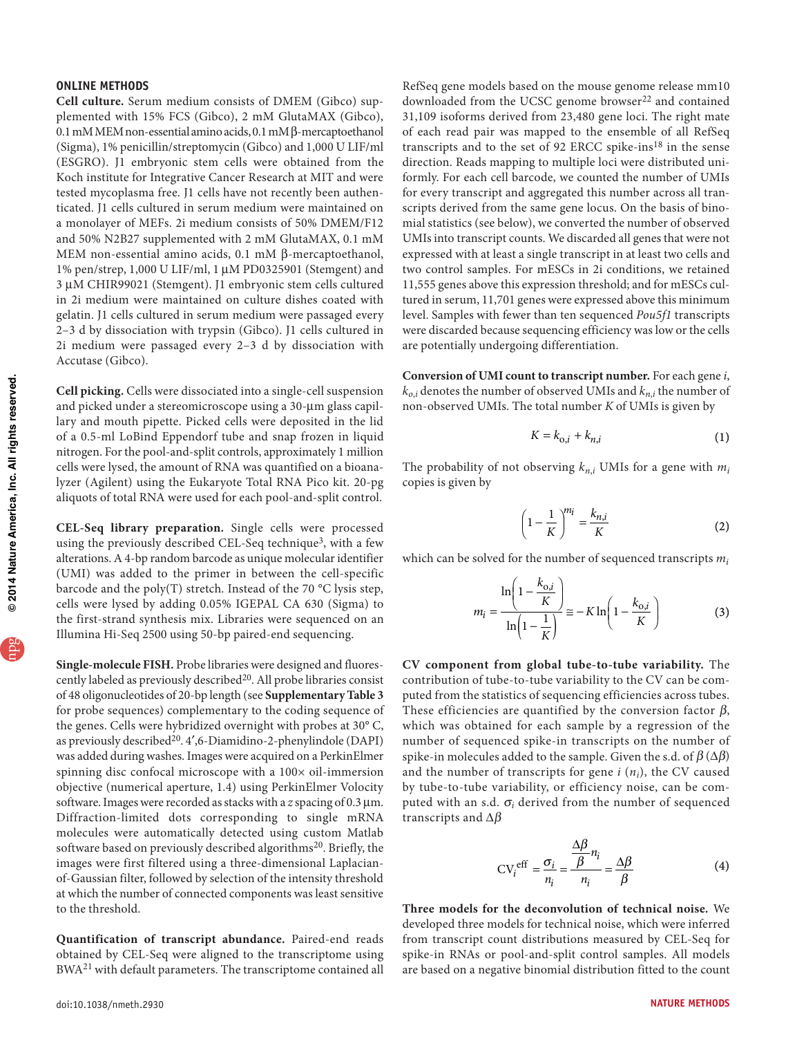## ONLINE METHODS

**Cell culture.** Serum medium consists of DMEM (Gibco) supplemented with 15% FCS (Gibco), 2 mM GlutaMAX (Gibco), 0.1 mM MEM non-essential amino acids, 0.1 mM β-mercaptoethanol (Sigma), 1% penicillin/streptomycin (Gibco) and 1,000 U LIF/ml (ESGRO). J1 embryonic stem cells were obtained from the Koch institute for Integrative Cancer Research at MIT and were tested mycoplasma free. J1 cells have not recently been authenticated. J1 cells cultured in serum medium were maintained on a monolayer of MEFs. 2i medium consists of 50% DMEM/F12 and 50% N2B27 supplemented with 2 mM GlutaMAX, 0.1 mM MEM non-essential amino acids, 0.1 mM β-mercaptoethanol, 1% pen/strep, 1,000 U LIF/ml, 1 μM PD0325901 (Stemgent) and 3 μM CHIR99021 (Stemgent). J1 embryonic stem cells cultured in 2i medium were maintained on culture dishes coated with gelatin. J1 cells cultured in serum medium were passaged every 2–3 d by dissociation with trypsin (Gibco). J1 cells cultured in 2i medium were passaged every 2–3 d by dissociation with Accutase (Gibco).

**Cell picking.** Cells were dissociated into a single-cell suspension and picked under a stereomicroscope using a 30-μm glass capillary and mouth pipette. Picked cells were deposited in the lid of a 0.5-ml LoBind Eppendorf tube and snap frozen in liquid nitrogen. For the pool-and-split controls, approximately 1 million cells were lysed, the amount of RNA was quantified on a bioanalyzer (Agilent) using the Eukaryote Total RNA Pico kit. 20-pg aliquots of total RNA were used for each pool-and-split control.

**CEL-Seq library preparation.** Single cells were processed using the previously described CEL-Seq technique[3], with a few alterations. A 4-bp random barcode as unique molecular identifier (UMI) was added to the primer in between the cell-specific barcode and the poly(T) stretch. Instead of the 70 °C lysis step, cells were lysed by adding 0.05% IGEPAL CA 630 (Sigma) to the first-strand synthesis mix. Libraries were sequenced on an Illumina Hi-Seq 2500 using 50-bp paired-end sequencing.

**Single-molecule FISH.** Probe libraries were designed and fluorescently labeled as previously described[20]. All probe libraries consist of 48 oligonucleotides of 20-bp length (see **Supplementary Table 3** for probe sequences) complementary to the coding sequence of the genes. Cells were hybridized overnight with probes at 30° C, as previously described[20]. 4′,6-Diamidino-2-phenylindole (DAPI) was added during washes. Images were acquired on a PerkinElmer spinning disc confocal microscope with a 100× oil-immersion objective (numerical aperture, 1.4) using PerkinElmer Volocity software. Images were recorded as stacks with a *z* spacing of 0.3 μm. Diffraction-limited dots corresponding to single mRNA molecules were automatically detected using custom Matlab software based on previously described algorithms[20]. Briefly, the images were first filtered using a three-dimensional Laplacian-of-Gaussian filter, followed by selection of the intensity threshold at which the number of connected components was least sensitive to the threshold.

**Quantification of transcript abundance.** Paired-end reads obtained by CEL-Seq were aligned to the transcriptome using BWA[21] with default parameters. The transcriptome contained all RefSeq gene models based on the mouse genome release mm10 downloaded from the UCSC genome browser[22] and contained 31,109 isoforms derived from 23,480 gene loci. The right mate of each read pair was mapped to the ensemble of all RefSeq transcripts and to the set of 92 ERCC spike-ins[18] in the sense direction. Reads mapping to multiple loci were distributed uniformly. For each cell barcode, we counted the number of UMIs for every transcript and aggregated this number across all transcripts derived from the same gene locus. On the basis of binomial statistics (see below), we converted the number of observed UMIs into transcript counts. We discarded all genes that were not expressed with at least a single transcript in at least two cells and two control samples. For mESCs in 2i conditions, we retained 11,555 genes above this expression threshold; and for mESCs cultured in serum, 11,701 genes were expressed above this minimum level. Samples with fewer than ten sequenced *Pou5f1* transcripts were discarded because sequencing efficiency was low or the cells are potentially undergoing differentiation.

**Conversion of UMI count to transcript number.** For each gene $i$, $k_{o,i}$ denotes the number of observed UMIs and $k_{n,i}$ the number of non-observed UMIs. The total number $K$ of UMIs is given by

$$K = k_{o,i} + k_{n,i} \tag{1}$$

The probability of not observing $k_{n,i}$ UMIs for a gene with $m_i$ copies is given by

$$\left(1 - \frac{1}{K}\right)^{m_i} = \frac{k_{n,i}}{K} \tag{2}$$

which can be solved for the number of sequenced transcripts $m_i$

$$m_i = \frac{\ln\left(1 - \frac{k_{o,i}}{K}\right)}{\ln\left(1 - \frac{1}{K}\right)} \cong -K \ln\left(1 - \frac{k_{o,i}}{K}\right) \tag{3}$$

**CV component from global tube-to-tube variability.** The contribution of tube-to-tube variability to the CV can be computed from the statistics of sequencing efficiencies across tubes. These efficiencies are quantified by the conversion factor $\beta$, which was obtained for each sample by a regression of the number of sequenced spike-in transcripts on the number of spike-in molecules added to the sample. Given the s.d. of $\beta$ ($\Delta\beta$) and the number of transcripts for gene $i$ ($n_i$), the CV caused by tube-to-tube variability, or efficiency noise, can be computed with an s.d. $\sigma_i$ derived from the number of sequenced transcripts and $\Delta\beta$

$$\mathrm{CV}_i^{\mathrm{eff}} = \frac{\sigma_i}{n_i} = \frac{\frac{\Delta\beta}{\beta} n_i}{n_i} = \frac{\Delta\beta}{\beta} \tag{4}$$

**Three models for the deconvolution of technical noise.** We developed three models for technical noise, which were inferred from transcript count distributions measured by CEL-Seq for spike-in RNAs or pool-and-split control samples. All models are based on a negative binomial distribution fitted to the count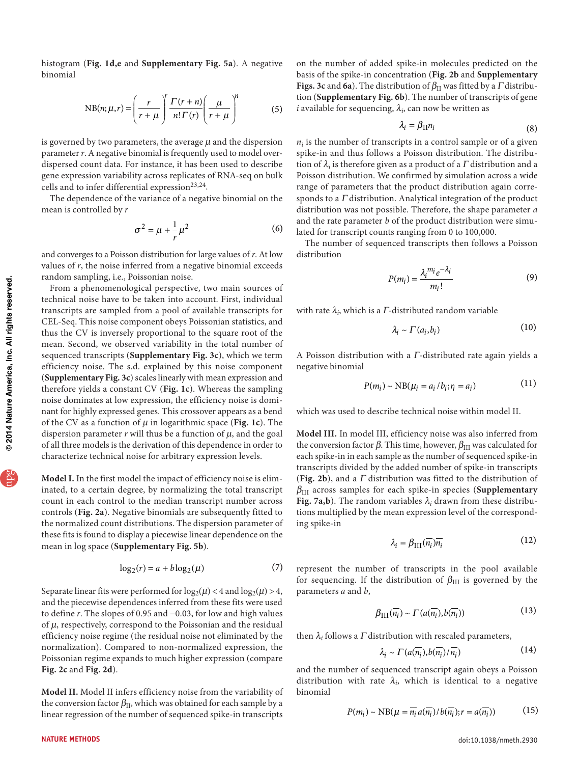histogram (**Fig. 1d,e** and **Supplementary Fig. 5a**). A negative binomial

$$\mathrm{NB}(n;\mu,r)=\left(\frac{r}{r+\mu}\right)^{r}\frac{\Gamma(r+n)}{n!\,\Gamma(r)}\left(\frac{\mu}{r+\mu}\right)^{n} \tag{5}$$

is governed by two parameters, the average $\mu$ and the dispersion parameter $r$. A negative binomial is frequently used to model over-dispersed count data. For instance, it has been used to describe gene expression variability across replicates of RNA-seq on bulk cells and to infer differential expression[23,24].

The dependence of the variance of a negative binomial on the mean is controlled by $r$

$$\sigma^2=\mu+\frac{1}{r}\mu^2 \tag{6}$$

and converges to a Poisson distribution for large values of $r$. At low values of $r$, the noise inferred from a negative binomial exceeds random sampling, i.e., Poissonian noise.

From a phenomenological perspective, two main sources of technical noise have to be taken into account. First, individual transcripts are sampled from a pool of available transcripts for CEL-Seq. This noise component obeys Poissonian statistics, and thus the CV is inversely proportional to the square root of the mean. Second, we observed variability in the total number of sequenced transcripts (**Supplementary Fig. 3c**), which we term efficiency noise. The s.d. explained by this noise component (**Supplementary Fig. 3c**) scales linearly with mean expression and therefore yields a constant CV (**Fig. 1c**). Whereas the sampling noise dominates at low expression, the efficiency noise is dominant for highly expressed genes. This crossover appears as a bend of the CV as a function of $\mu$ in logarithmic space (**Fig. 1c**). The dispersion parameter $r$ will thus be a function of $\mu$, and the goal of all three models is the derivation of this dependence in order to characterize technical noise for arbitrary expression levels.

**Model I.** In the first model the impact of efficiency noise is eliminated, to a certain degree, by normalizing the total transcript count in each control to the median transcript number across controls (**Fig. 2a**). Negative binomials are subsequently fitted to the normalized count distributions. The dispersion parameter of these fits is found to display a piecewise linear dependence on the mean in log space (**Supplementary Fig. 5b**).

$$\log_2(r)=a+b\log_2(\mu) \tag{7}$$

Separate linear fits were performed for $\log_2(\mu)<4$ and $\log_2(\mu)>4$, and the piecewise dependences inferred from these fits were used to define $r$. The slopes of 0.95 and −0.03, for low and high values of $\mu$, respectively, correspond to the Poissonian and the residual efficiency noise regime (the residual noise not eliminated by the normalization). Compared to non-normalized expression, the Poissonian regime expands to much higher expression (compare **Fig. 2c** and **Fig. 2d**).

**Model II.** Model II infers efficiency noise from the variability of the conversion factor $\beta_{\mathrm{II}}$, which was obtained for each sample by a linear regression of the number of sequenced spike-in transcripts on the number of added spike-in molecules predicted on the basis of the spike-in concentration (**Fig. 2b** and **Supplementary Figs. 3c** and **6a**). The distribution of $\beta_{\mathrm{II}}$ was fitted by a $\Gamma$ distribution (**Supplementary Fig. 6b**). The number of transcripts of gene $i$ available for sequencing, $\lambda_i$, can now be written as

$$\lambda_i=\beta_{\mathrm{II}}n_i \tag{8}$$

$n_i$ is the number of transcripts in a control sample or of a given spike-in and thus follows a Poisson distribution. The distribution of $\lambda_i$ is therefore given as a product of a $\Gamma$ distribution and a Poisson distribution. We confirmed by simulation across a wide range of parameters that the product distribution again corresponds to a $\Gamma$ distribution. Analytical integration of the product distribution was not possible. Therefore, the shape parameter $a$ and the rate parameter $b$ of the product distribution were simulated for transcript counts ranging from 0 to 100,000.

The number of sequenced transcripts then follows a Poisson distribution

$$P(m_i)=\frac{\lambda_i^{m_i}e^{-\lambda_i}}{m_i!} \tag{9}$$

with rate $\lambda_i$, which is a $\Gamma$-distributed random variable

$$\lambda_i\sim\Gamma(a_i,b_i) \tag{10}$$

A Poisson distribution with a $\Gamma$-distributed rate again yields a negative binomial

$$P(m_i)\sim\mathrm{NB}(\mu_i=a_i/b_i;r_i=a_i) \tag{11}$$

which was used to describe technical noise within model II.

**Model III.** In model III, efficiency noise was also inferred from the conversion factor $\beta$. This time, however, $\beta_{\mathrm{III}}$ was calculated for each spike-in in each sample as the number of sequenced spike-in transcripts divided by the added number of spike-in transcripts (**Fig. 2b**), and a $\Gamma$ distribution was fitted to the distribution of $\beta_{\mathrm{III}}$ across samples for each spike-in species (**Supplementary Fig. 7a,b**). The random variables $\lambda_i$ drawn from these distributions multiplied by the mean expression level of the corresponding spike-in

$$\lambda_i=\beta_{\mathrm{III}}(\overline{n_i})\overline{n_i} \tag{12}$$

represent the number of transcripts in the pool available for sequencing. If the distribution of $\beta_{\mathrm{III}}$ is governed by the parameters $a$ and $b$,

$$\beta_{\mathrm{III}}(\overline{n_i})\sim\Gamma(a(\overline{n_i}),b(\overline{n_i})) \tag{13}$$

then $\lambda_i$ follows a $\Gamma$ distribution with rescaled parameters,

$$\lambda_i\sim\Gamma(a(\overline{n_i}),b(\overline{n_i})/\overline{n_i}) \tag{14}$$

and the number of sequenced transcript again obeys a Poisson distribution with rate $\lambda_i$, which is identical to a negative binomial

$$P(m_i)\sim\mathrm{NB}(\mu=\overline{n_i}\,a(\overline{n_i})/b(\overline{n_i});r=a(\overline{n_i})) \tag{15}$$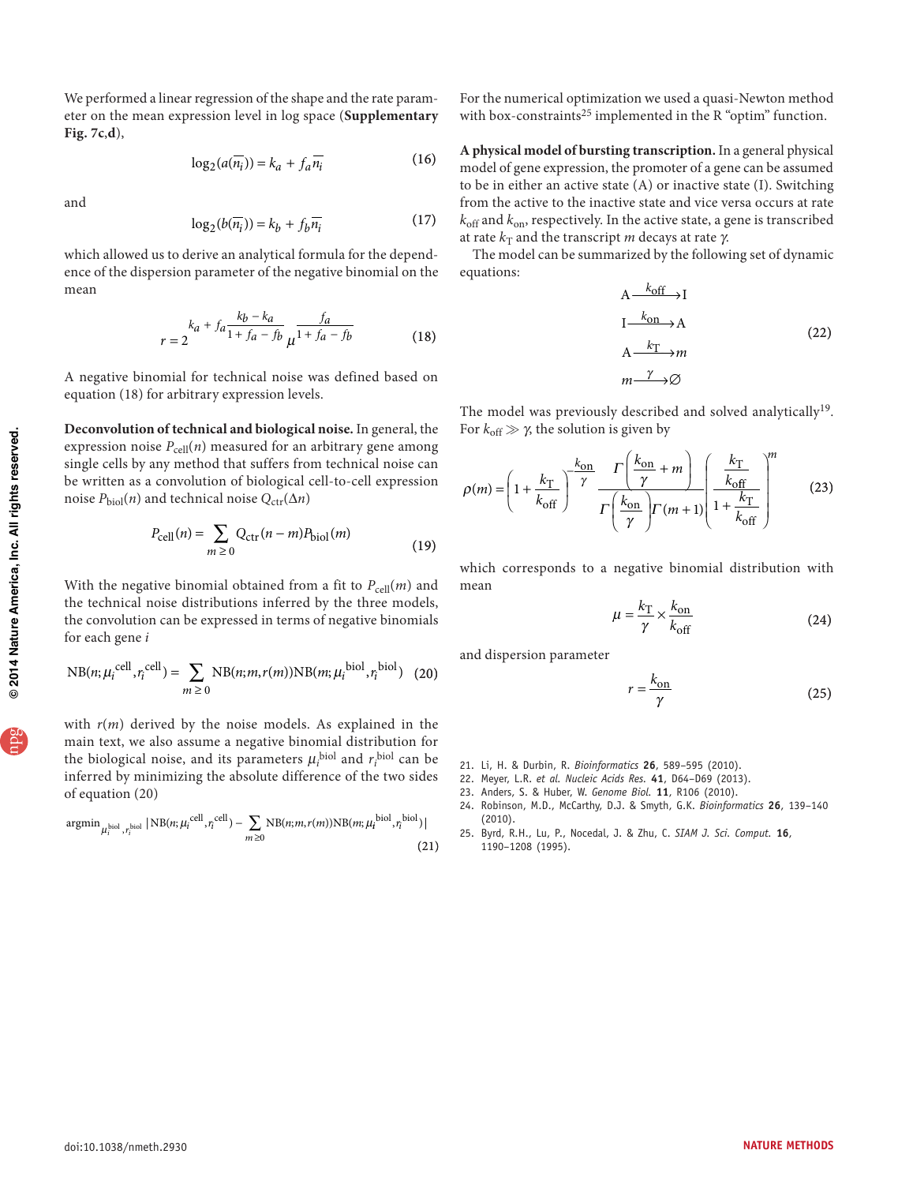We performed a linear regression of the shape and the rate parameter on the mean expression level in log space (**Supplementary Fig. 7c**,**d**),

$$\log_2(a(\overline{n_i})) = k_a + f_a \overline{n_i} \tag{16}$$

and

$$\log_2(b(\overline{n_i})) = k_b + f_b \overline{n_i} \tag{17}$$

which allowed us to derive an analytical formula for the dependence of the dispersion parameter of the negative binomial on the mean

$$r = 2^{k_a + f_a \frac{k_b - k_a}{1 + f_a - f_b}} \mu^{\frac{f_a}{1 + f_a - f_b}} \tag{18}$$

A negative binomial for technical noise was defined based on equation (18) for arbitrary expression levels.

**Deconvolution of technical and biological noise.** In general, the expression noise $P_{\text{cell}}(n)$ measured for an arbitrary gene among single cells by any method that suffers from technical noise can be written as a convolution of biological cell-to-cell expression noise $P_{\text{biol}}(n)$ and technical noise $Q_{\text{ctr}}(\Delta n)$

$$P_{\text{cell}}(n) = \sum_{m \geq 0} Q_{\text{ctr}}(n-m) P_{\text{biol}}(m) \tag{19}$$

With the negative binomial obtained from a fit to $P_{\text{cell}}(m)$ and the technical noise distributions inferred by the three models, the convolution can be expressed in terms of negative binomials for each gene $i$

$$\text{NB}(n; \mu_i^{\text{cell}}, r_i^{\text{cell}}) = \sum_{m \geq 0} \text{NB}(n; m, r(m)) \text{NB}(m; \mu_i^{\text{biol}}, r_i^{\text{biol}}) \tag{20}$$

with $r(m)$ derived by the noise models. As explained in the main text, we also assume a negative binomial distribution for the biological noise, and its parameters $\mu_i^{\text{biol}}$ and $r_i^{\text{biol}}$ can be inferred by minimizing the absolute difference of the two sides of equation (20)

$$\text{argmin}_{\mu_i^{\text{biol}}, r_i^{\text{biol}}} \left| \text{NB}(n; \mu_i^{\text{cell}}, r_i^{\text{cell}}) - \sum_{m \geq 0} \text{NB}(n; m, r(m)) \text{NB}(m; \mu_i^{\text{biol}}, r_i^{\text{biol}}) \right| \tag{21}$$

For the numerical optimization we used a quasi-Newton method with box-constraints[25] implemented in the R "optim" function.

**A physical model of bursting transcription.** In a general physical model of gene expression, the promoter of a gene can be assumed to be in either an active state (A) or inactive state (I). Switching from the active to the inactive state and vice versa occurs at rate $k_{\text{off}}$ and $k_{\text{on}}$, respectively. In the active state, a gene is transcribed at rate $k_{\text{T}}$ and the transcript $m$ decays at rate $\gamma$.

The model can be summarized by the following set of dynamic equations:

$$\begin{aligned} &A \xrightarrow{k_{\text{off}}} I \\ &I \xrightarrow{k_{\text{on}}} A \\ &A \xrightarrow{k_{\text{T}}} m \\ &m \xrightarrow{\gamma} \varnothing \end{aligned} \tag{22}$$

The model was previously described and solved analytically[19]. For $k_{\text{off}} \gg \gamma$, the solution is given by

$$\rho(m) = \left(1 + \frac{k_{\text{T}}}{k_{\text{off}}}\right)^{-\frac{k_{\text{on}}}{\gamma}} \frac{\Gamma\left(\frac{k_{\text{on}}}{\gamma} + m\right)}{\Gamma\left(\frac{k_{\text{on}}}{\gamma}\right)\Gamma(m+1)} \left(\frac{\frac{k_{\text{T}}}{k_{\text{off}}}}{1 + \frac{k_{\text{T}}}{k_{\text{off}}}}\right)^m \tag{23}$$

which corresponds to a negative binomial distribution with mean

$$\mu = \frac{k_{\text{T}}}{\gamma} \times \frac{k_{\text{on}}}{k_{\text{off}}} \tag{24}$$

and dispersion parameter

$$r = \frac{k_{\text{on}}}{\gamma} \tag{25}$$

21. Li, H. & Durbin, R. *Bioinformatics* **26**, 589–595 (2010).
22. Meyer, L.R. *et al. Nucleic Acids Res.* **41**, D64–D69 (2013).
23. Anders, S. & Huber, W. *Genome Biol.* **11**, R106 (2010).
24. Robinson, M.D., McCarthy, D.J. & Smyth, G.K. *Bioinformatics* **26**, 139–140 (2010).
25. Byrd, R.H., Lu, P., Nocedal, J. & Zhu, C. *SIAM J. Sci. Comput.* **16**, 1190–1208 (1995).